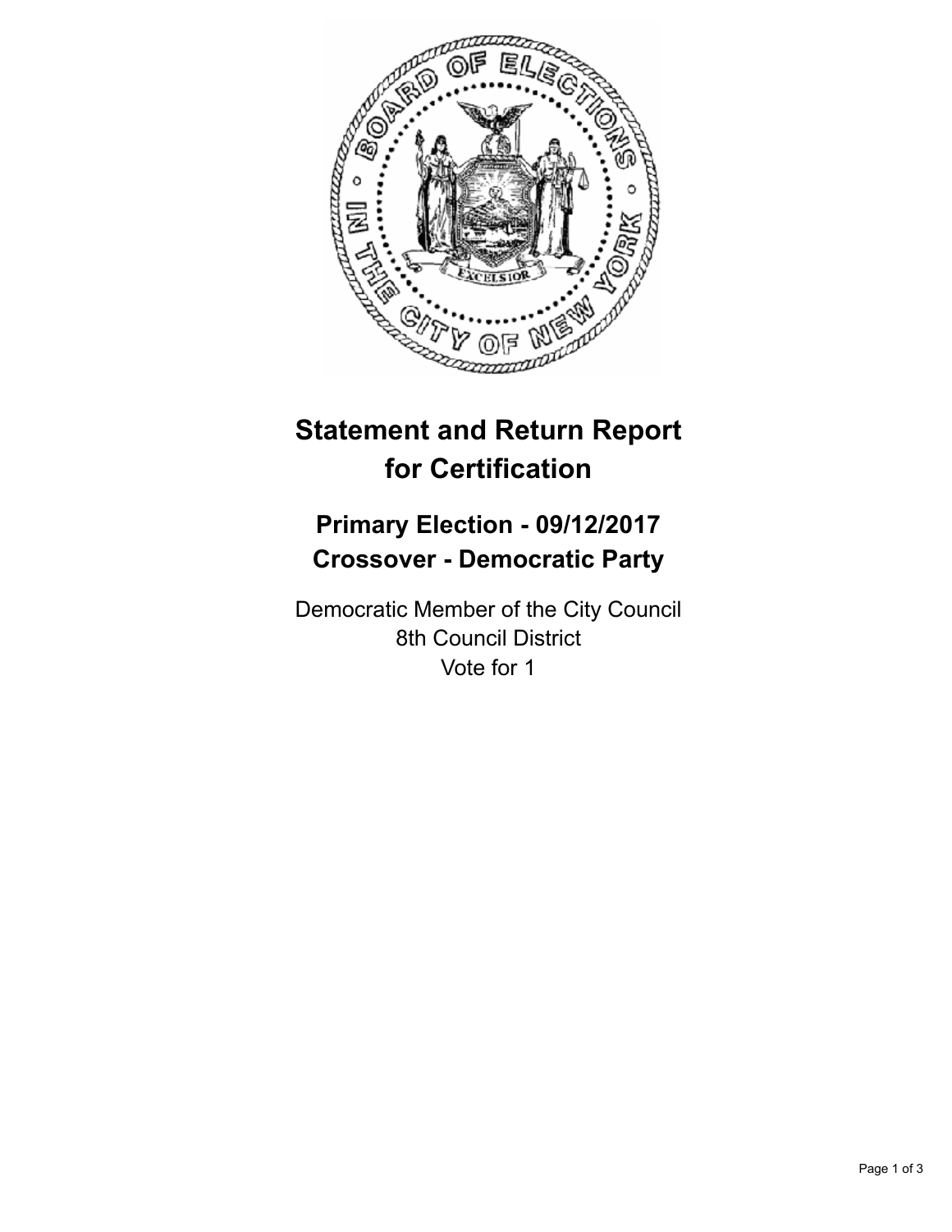# Statement and Return Report for Certification

## Primary Election - 09/12/2017
## Crossover - Democratic Party

Democratic Member of the City Council
8th Council District
Vote for 1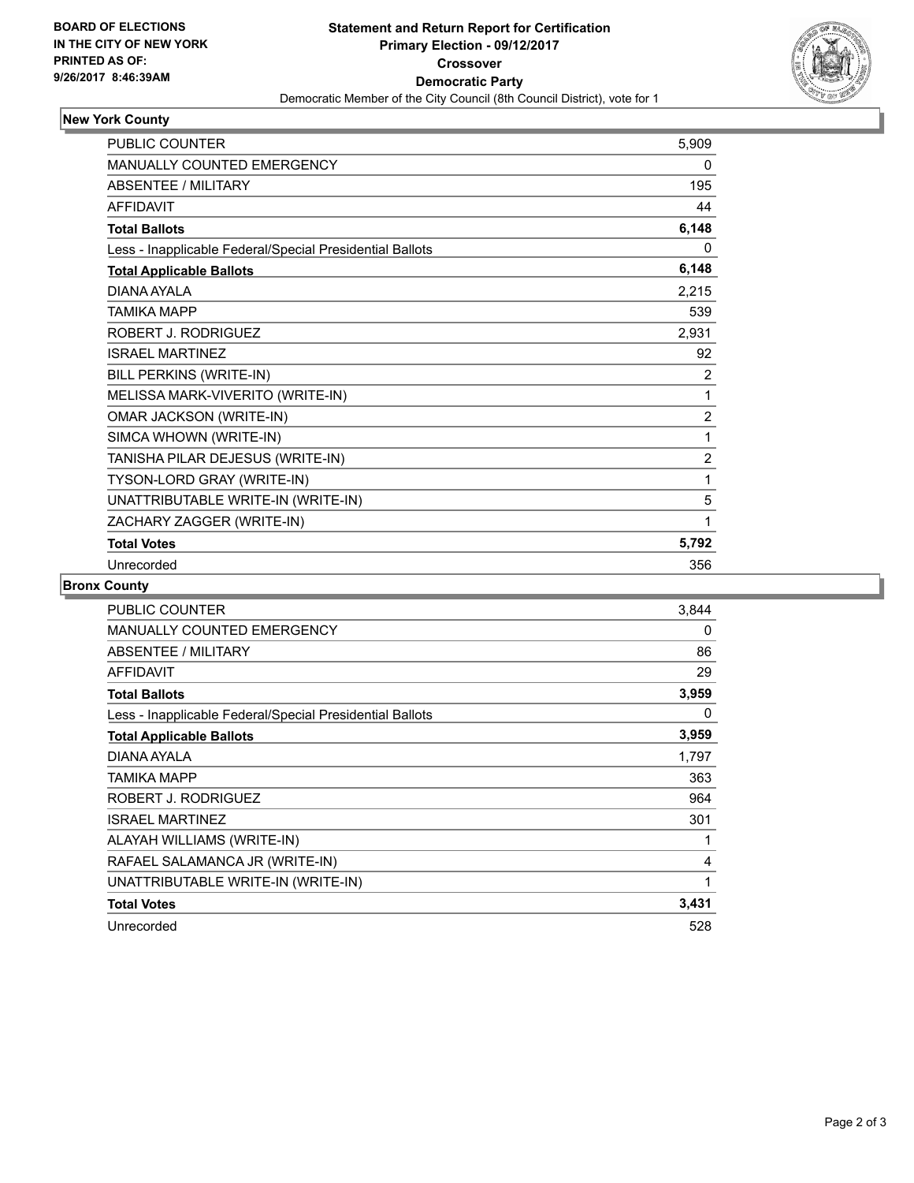**BOARD OF ELECTIONS IN THE CITY OF NEW YORK PRINTED AS OF: 9/26/2017 8:46:39AM**

# Statement and Return Report for Certification
## Primary Election - 09/12/2017
## Crossover
## Democratic Party
Democratic Member of the City Council (8th Council District), vote for 1

### New York County

| | |
|---|---|
| PUBLIC COUNTER | 5,909 |
| MANUALLY COUNTED EMERGENCY | 0 |
| ABSENTEE / MILITARY | 195 |
| AFFIDAVIT | 44 |
| **Total Ballots** | **6,148** |
| Less - Inapplicable Federal/Special Presidential Ballots | 0 |
| **Total Applicable Ballots** | **6,148** |
| DIANA AYALA | 2,215 |
| TAMIKA MAPP | 539 |
| ROBERT J. RODRIGUEZ | 2,931 |
| ISRAEL MARTINEZ | 92 |
| BILL PERKINS (WRITE-IN) | 2 |
| MELISSA MARK-VIVERITO (WRITE-IN) | 1 |
| OMAR JACKSON (WRITE-IN) | 2 |
| SIMCA WHOWN (WRITE-IN) | 1 |
| TANISHA PILAR DEJESUS (WRITE-IN) | 2 |
| TYSON-LORD GRAY (WRITE-IN) | 1 |
| UNATTRIBUTABLE WRITE-IN (WRITE-IN) | 5 |
| ZACHARY ZAGGER (WRITE-IN) | 1 |
| **Total Votes** | **5,792** |
| Unrecorded | 356 |

### Bronx County

| | |
|---|---|
| PUBLIC COUNTER | 3,844 |
| MANUALLY COUNTED EMERGENCY | 0 |
| ABSENTEE / MILITARY | 86 |
| AFFIDAVIT | 29 |
| **Total Ballots** | **3,959** |
| Less - Inapplicable Federal/Special Presidential Ballots | 0 |
| **Total Applicable Ballots** | **3,959** |
| DIANA AYALA | 1,797 |
| TAMIKA MAPP | 363 |
| ROBERT J. RODRIGUEZ | 964 |
| ISRAEL MARTINEZ | 301 |
| ALAYAH WILLIAMS (WRITE-IN) | 1 |
| RAFAEL SALAMANCA JR (WRITE-IN) | 4 |
| UNATTRIBUTABLE WRITE-IN (WRITE-IN) | 1 |
| **Total Votes** | **3,431** |
| Unrecorded | 528 |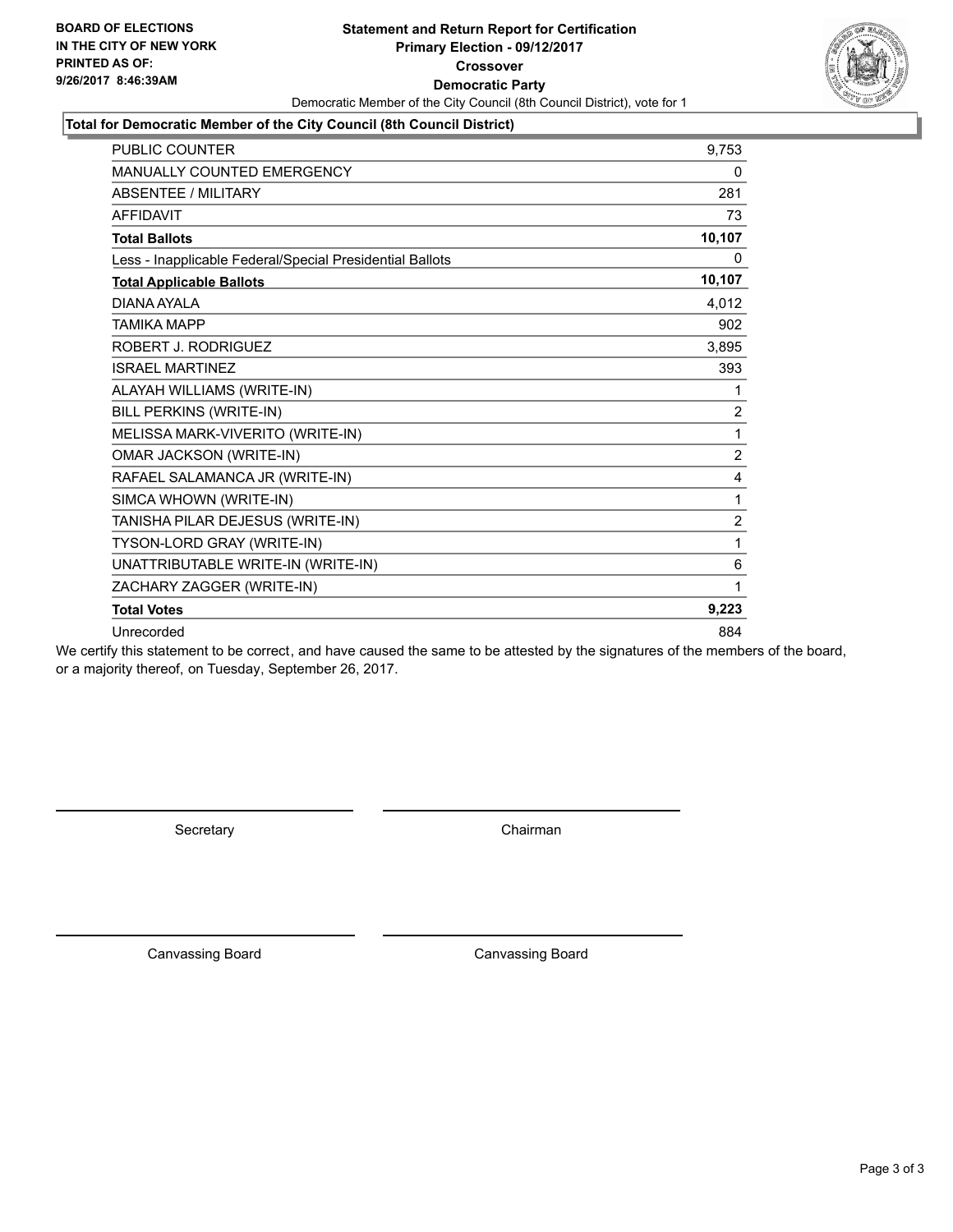**BOARD OF ELECTIONS IN THE CITY OF NEW YORK PRINTED AS OF: 9/26/2017 8:46:39AM**

**Statement and Return Report for Certification**
**Primary Election - 09/12/2017**
**Crossover**
**Democratic Party**
Democratic Member of the City Council (8th Council District), vote for 1

**Total for Democratic Member of the City Council (8th Council District)**

| | |
|---|---|
| PUBLIC COUNTER | 9,753 |
| MANUALLY COUNTED EMERGENCY | 0 |
| ABSENTEE / MILITARY | 281 |
| AFFIDAVIT | 73 |
| **Total Ballots** | **10,107** |
| Less - Inapplicable Federal/Special Presidential Ballots | 0 |
| **Total Applicable Ballots** | **10,107** |
| DIANA AYALA | 4,012 |
| TAMIKA MAPP | 902 |
| ROBERT J. RODRIGUEZ | 3,895 |
| ISRAEL MARTINEZ | 393 |
| ALAYAH WILLIAMS (WRITE-IN) | 1 |
| BILL PERKINS (WRITE-IN) | 2 |
| MELISSA MARK-VIVERITO (WRITE-IN) | 1 |
| OMAR JACKSON (WRITE-IN) | 2 |
| RAFAEL SALAMANCA JR (WRITE-IN) | 4 |
| SIMCA WHOWN (WRITE-IN) | 1 |
| TANISHA PILAR DEJESUS (WRITE-IN) | 2 |
| TYSON-LORD GRAY (WRITE-IN) | 1 |
| UNATTRIBUTABLE WRITE-IN (WRITE-IN) | 6 |
| ZACHARY ZAGGER (WRITE-IN) | 1 |
| **Total Votes** | **9,223** |
| Unrecorded | 884 |

We certify this statement to be correct, and have caused the same to be attested by the signatures of the members of the board, or a majority thereof, on Tuesday, September 26, 2017.

Secretary

Chairman

Canvassing Board

Canvassing Board